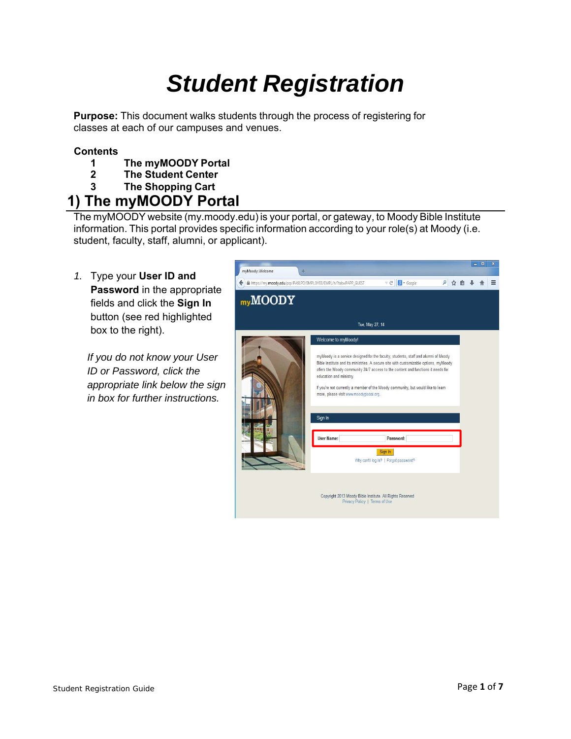# Student Registration

**Purpose:** This document walks students through the process of registering for classes at each of our campuses and venues.

**Contents**

1. **The myMOODY Portal**
2. **The Student Center**
3. **The Shopping Cart**

## 1) The myMOODY Portal

The myMOODY website (my.moody.edu) is your portal, or gateway, to Moody Bible Institute information. This portal provides specific information according to your role(s) at Moody (i.e. student, faculty, staff, alumni, or applicant).

1. Type your **User ID and Password** in the appropriate fields and click the **Sign In** button (see red highlighted box to the right).

   *If you do not know your User ID or Password, click the appropriate link below the sign in box for further instructions.*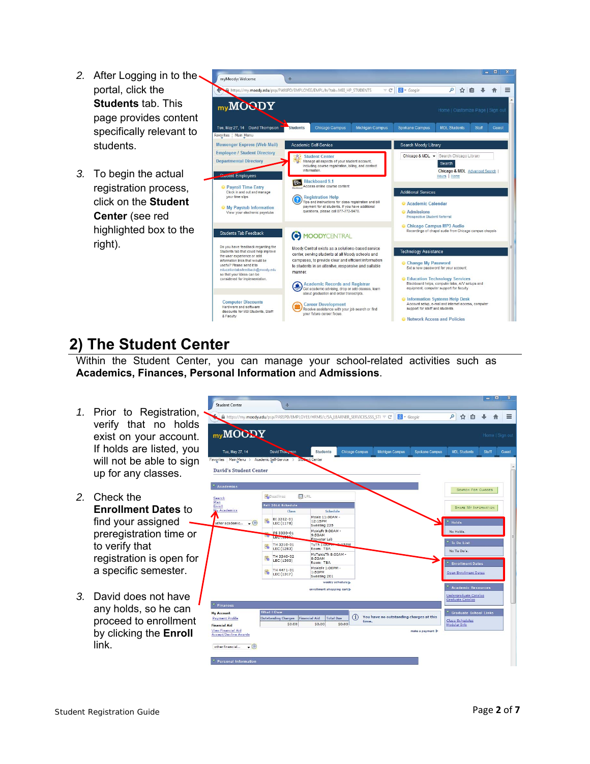2. After Logging in to the portal, click the **Students** tab. This page provides content specifically relevant to students.

3. To begin the actual registration process, click on the **Student Center** (see red highlighted box to the right).

## 2) The Student Center

Within the Student Center, you can manage your school-related activities such as **Academics, Finances, Personal Information** and **Admissions**.

1. Prior to Registration, verify that no holds exist on your account. If holds are listed, you will not be able to sign up for any classes.

2. Check the **Enrollment Dates** to find your assigned preregistration time or to verify that registration is open for a specific semester.

3. David does not have any holds, so he can proceed to enrollment by clicking the **Enroll** link.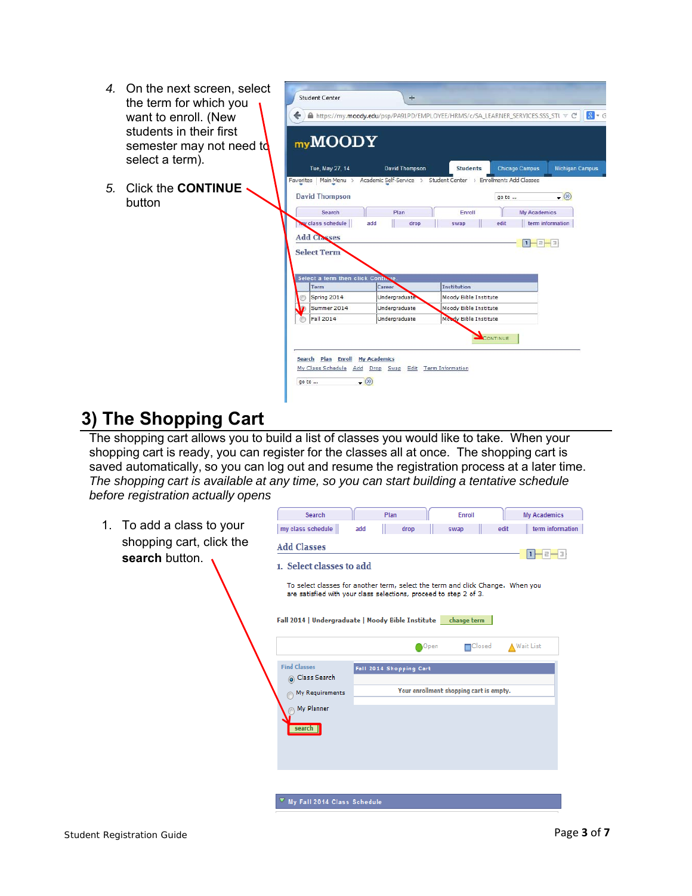4. On the next screen, select the term for which you want to enroll. (New students in their first semester may not need to select a term).

5. Click the **CONTINUE** button

## 3) The Shopping Cart

The shopping cart allows you to build a list of classes you would like to take. When your shopping cart is ready, you can register for the classes all at once. The shopping cart is saved automatically, so you can log out and resume the registration process at a later time. *The shopping cart is available at any time, so you can start building a tentative schedule before registration actually opens*

1. To add a class to your shopping cart, click the **search** button.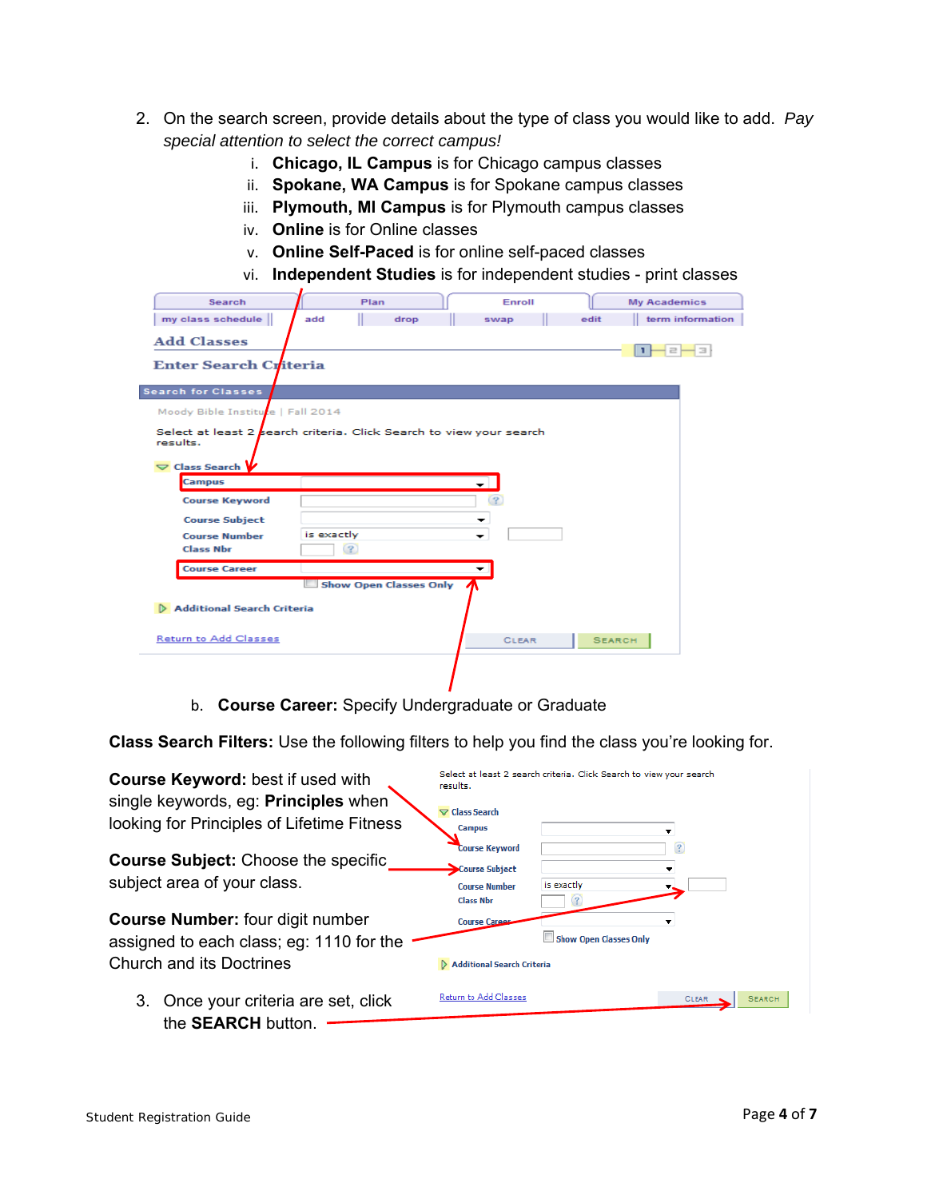2. On the search screen, provide details about the type of class you would like to add. *Pay special attention to select the correct campus!*
   i. **Chicago, IL Campus** is for Chicago campus classes
   ii. **Spokane, WA Campus** is for Spokane campus classes
   iii. **Plymouth, MI Campus** is for Plymouth campus classes
   iv. **Online** is for Online classes
   v. **Online Self-Paced** is for online self-paced classes
   vi. **Independent Studies** is for independent studies - print classes

   b. **Course Career:** Specify Undergraduate or Graduate

**Class Search Filters:** Use the following filters to help you find the class you're looking for.

**Course Keyword:** best if used with single keywords, eg: **Principles** when looking for Principles of Lifetime Fitness

**Course Subject:** Choose the specific subject area of your class.

**Course Number:** four digit number assigned to each class; eg: 1110 for the Church and its Doctrines

3. Once your criteria are set, click the **SEARCH** button.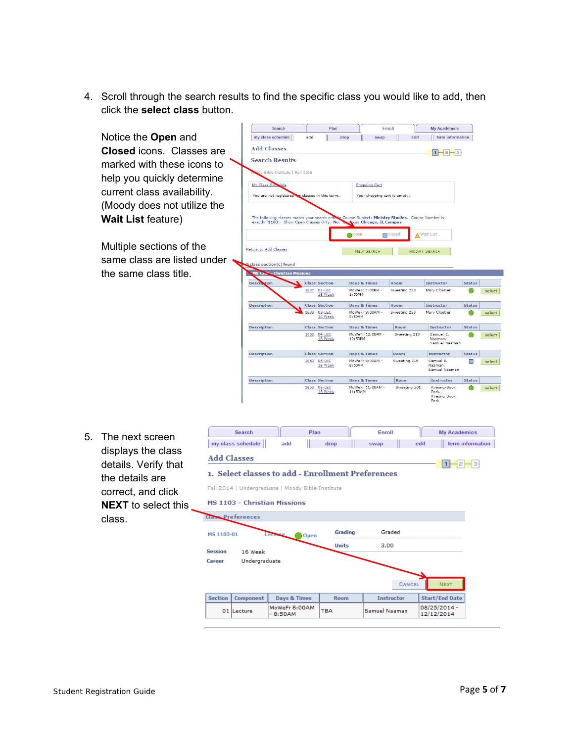4. Scroll through the search results to find the specific class you would like to add, then click the **select class** button.

Notice the **Open** and **Closed** icons. Classes are marked with these icons to help you quickly determine current class availability. (Moody does not utilize the **Wait List** feature)

Multiple sections of the same class are listed under the same class title.

5. The next screen displays the class details. Verify that the details are correct, and click **NEXT** to select this class.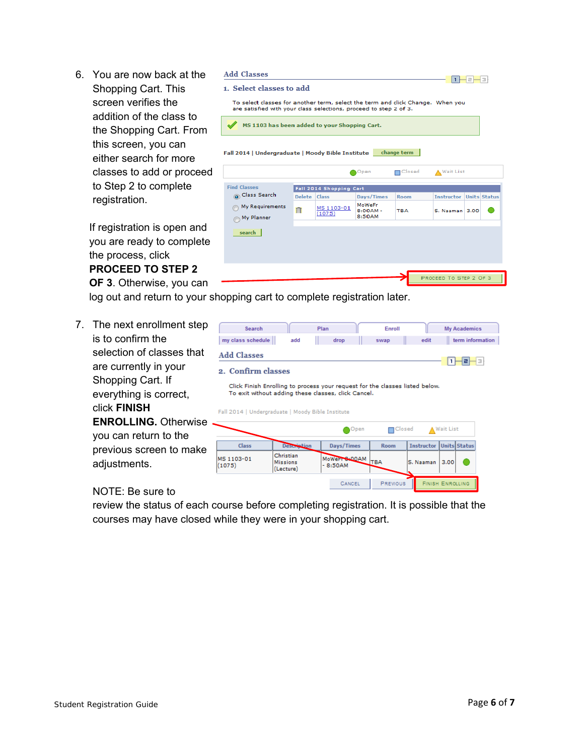6. You are now back at the Shopping Cart. This screen verifies the addition of the class to the Shopping Cart. From this screen, you can either search for more classes to add or proceed to Step 2 to complete registration.

   If registration is open and you are ready to complete the process, click **PROCEED TO STEP 2 OF 3**. Otherwise, you can log out and return to your shopping cart to complete registration later.

7. The next enrollment step is to confirm the selection of classes that are currently in your Shopping Cart. If everything is correct, click **FINISH ENROLLING.** Otherwise you can return to the previous screen to make adjustments.

   NOTE: Be sure to review the status of each course before completing registration. It is possible that the courses may have closed while they were in your shopping cart.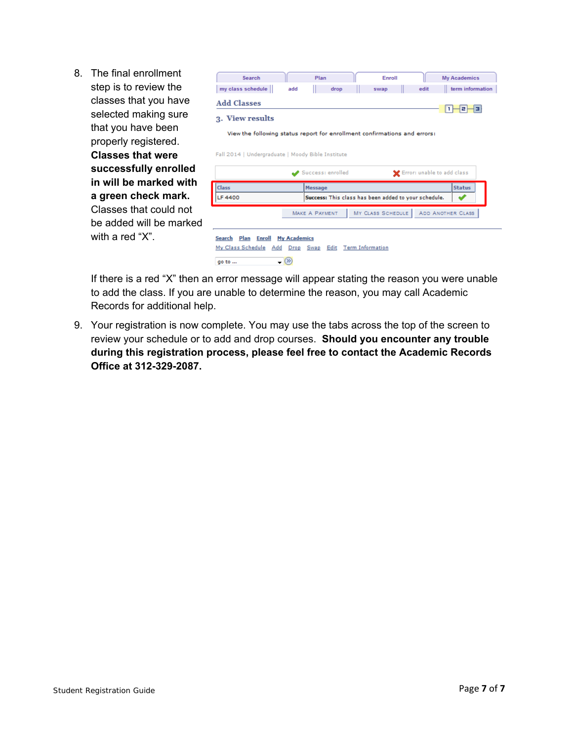8. The final enrollment step is to review the classes that you have selected making sure that you have been properly registered. **Classes that were successfully enrolled in will be marked with a green check mark.** Classes that could not be added will be marked with a red “X”.

   If there is a red “X” then an error message will appear stating the reason you were unable to add the class. If you are unable to determine the reason, you may call Academic Records for additional help.

9. Your registration is now complete. You may use the tabs across the top of the screen to review your schedule or to add and drop courses. **Should you encounter any trouble during this registration process, please feel free to contact the Academic Records Office at 312-329-2087.**